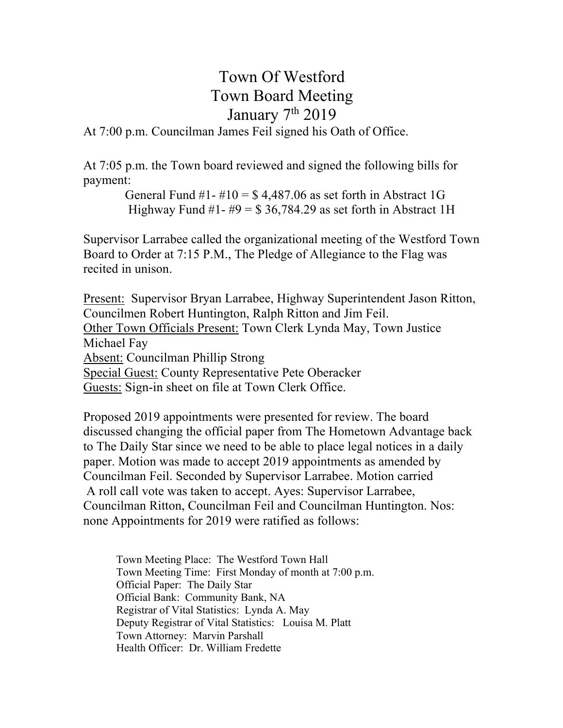# Town Of Westford
# Town Board Meeting
# January 7th 2019

At 7:00 p.m. Councilman James Feil signed his Oath of Office.

At 7:05 p.m. the Town board reviewed and signed the following bills for payment:

General Fund #1- #10 = $ 4,487.06 as set forth in Abstract 1G
Highway Fund #1- #9 = $ 36,784.29 as set forth in Abstract 1H

Supervisor Larrabee called the organizational meeting of the Westford Town Board to Order at 7:15 P.M., The Pledge of Allegiance to the Flag was recited in unison.

Present: Supervisor Bryan Larrabee, Highway Superintendent Jason Ritton, Councilmen Robert Huntington, Ralph Ritton and Jim Feil.
Other Town Officials Present: Town Clerk Lynda May, Town Justice Michael Fay
Absent: Councilman Phillip Strong
Special Guest: County Representative Pete Oberacker
Guests: Sign-in sheet on file at Town Clerk Office.

Proposed 2019 appointments were presented for review. The board discussed changing the official paper from The Hometown Advantage back to The Daily Star since we need to be able to place legal notices in a daily paper. Motion was made to accept 2019 appointments as amended by Councilman Feil. Seconded by Supervisor Larrabee. Motion carried A roll call vote was taken to accept. Ayes: Supervisor Larrabee, Councilman Ritton, Councilman Feil and Councilman Huntington. Nos: none Appointments for 2019 were ratified as follows:

Town Meeting Place: The Westford Town Hall
Town Meeting Time: First Monday of month at 7:00 p.m.
Official Paper: The Daily Star
Official Bank: Community Bank, NA
Registrar of Vital Statistics: Lynda A. May
Deputy Registrar of Vital Statistics: Louisa M. Platt
Town Attorney: Marvin Parshall
Health Officer: Dr. William Fredette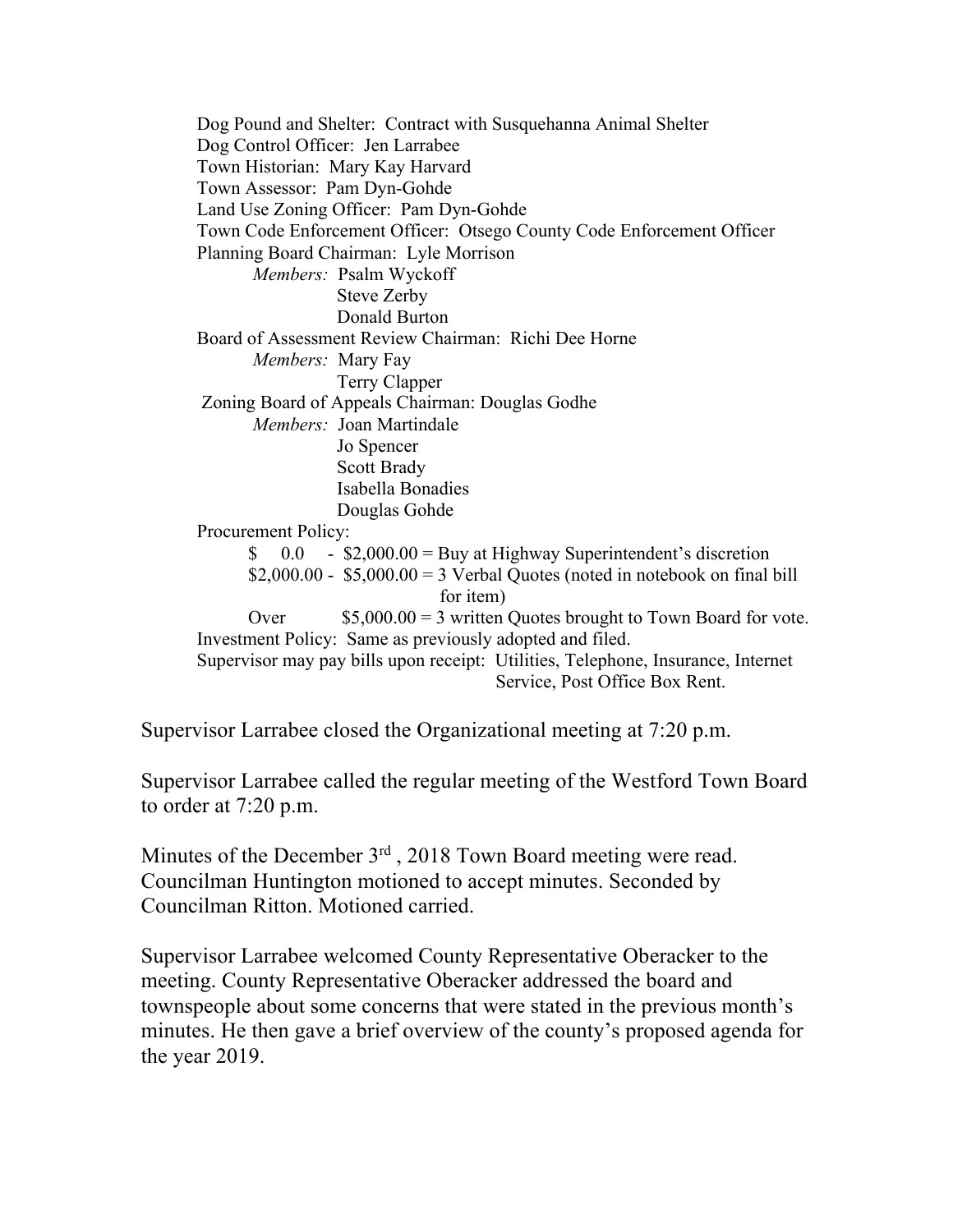Dog Pound and Shelter: Contract with Susquehanna Animal Shelter
Dog Control Officer: Jen Larrabee
Town Historian: Mary Kay Harvard
Town Assessor: Pam Dyn-Gohde
Land Use Zoning Officer: Pam Dyn-Gohde
Town Code Enforcement Officer: Otsego County Code Enforcement Officer
Planning Board Chairman: Lyle Morrison

*Members:* Psalm Wyckoff
Steve Zerby
Donald Burton

Board of Assessment Review Chairman: Richi Dee Horne

*Members:* Mary Fay
Terry Clapper

Zoning Board of Appeals Chairman: Douglas Godhe

*Members:* Joan Martindale
Jo Spencer
Scott Brady
Isabella Bonadies
Douglas Gohde

Procurement Policy:

- $ 0.0 - $2,000.00 = Buy at Highway Superintendent's discretion
- $2,000.00 - $5,000.00 = 3 Verbal Quotes (noted in notebook on final bill for item)
- Over $5,000.00 = 3 written Quotes brought to Town Board for vote.

Investment Policy: Same as previously adopted and filed.
Supervisor may pay bills upon receipt: Utilities, Telephone, Insurance, Internet Service, Post Office Box Rent.

Supervisor Larrabee closed the Organizational meeting at 7:20 p.m.

Supervisor Larrabee called the regular meeting of the Westford Town Board to order at 7:20 p.m.

Minutes of the December 3rd , 2018 Town Board meeting were read. Councilman Huntington motioned to accept minutes. Seconded by Councilman Ritton. Motioned carried.

Supervisor Larrabee welcomed County Representative Oberacker to the meeting. County Representative Oberacker addressed the board and townspeople about some concerns that were stated in the previous month's minutes. He then gave a brief overview of the county's proposed agenda for the year 2019.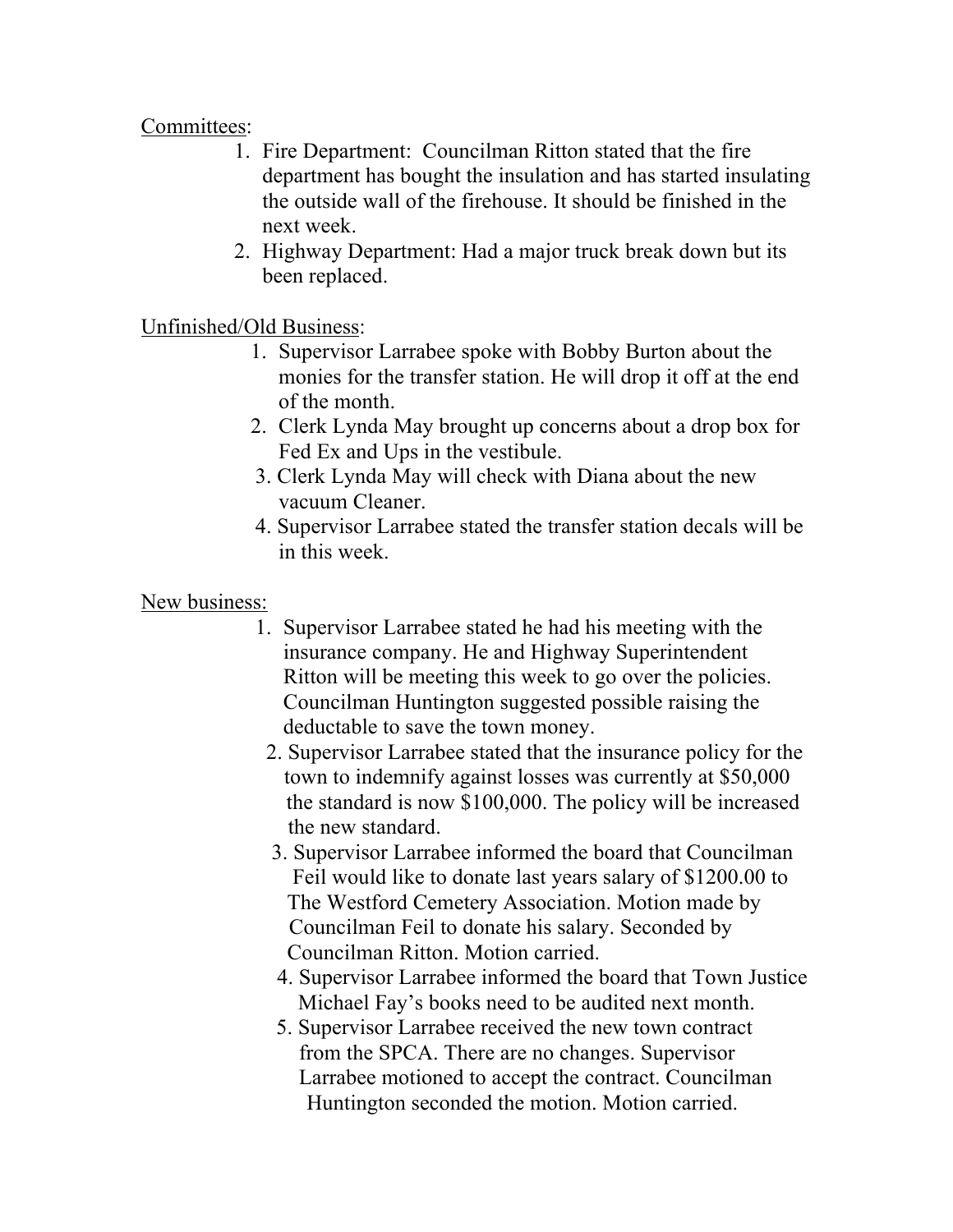<u>Committees</u>:

1. Fire Department: Councilman Ritton stated that the fire department has bought the insulation and has started insulating the outside wall of the firehouse. It should be finished in the next week.
2. Highway Department: Had a major truck break down but its been replaced.

<u>Unfinished/Old Business</u>:

1. Supervisor Larrabee spoke with Bobby Burton about the monies for the transfer station. He will drop it off at the end of the month.
2. Clerk Lynda May brought up concerns about a drop box for Fed Ex and Ups in the vestibule.
3. Clerk Lynda May will check with Diana about the new vacuum Cleaner.
4. Supervisor Larrabee stated the transfer station decals will be in this week.

<u>New business:</u>

1. Supervisor Larrabee stated he had his meeting with the insurance company. He and Highway Superintendent Ritton will be meeting this week to go over the policies. Councilman Huntington suggested possible raising the deductable to save the town money.
2. Supervisor Larrabee stated that the insurance policy for the town to indemnify against losses was currently at $50,000 the standard is now $100,000. The policy will be increased the new standard.
3. Supervisor Larrabee informed the board that Councilman Feil would like to donate last years salary of $1200.00 to The Westford Cemetery Association. Motion made by Councilman Feil to donate his salary. Seconded by Councilman Ritton. Motion carried.
4. Supervisor Larrabee informed the board that Town Justice Michael Fay's books need to be audited next month.
5. Supervisor Larrabee received the new town contract from the SPCA. There are no changes. Supervisor Larrabee motioned to accept the contract. Councilman Huntington seconded the motion. Motion carried.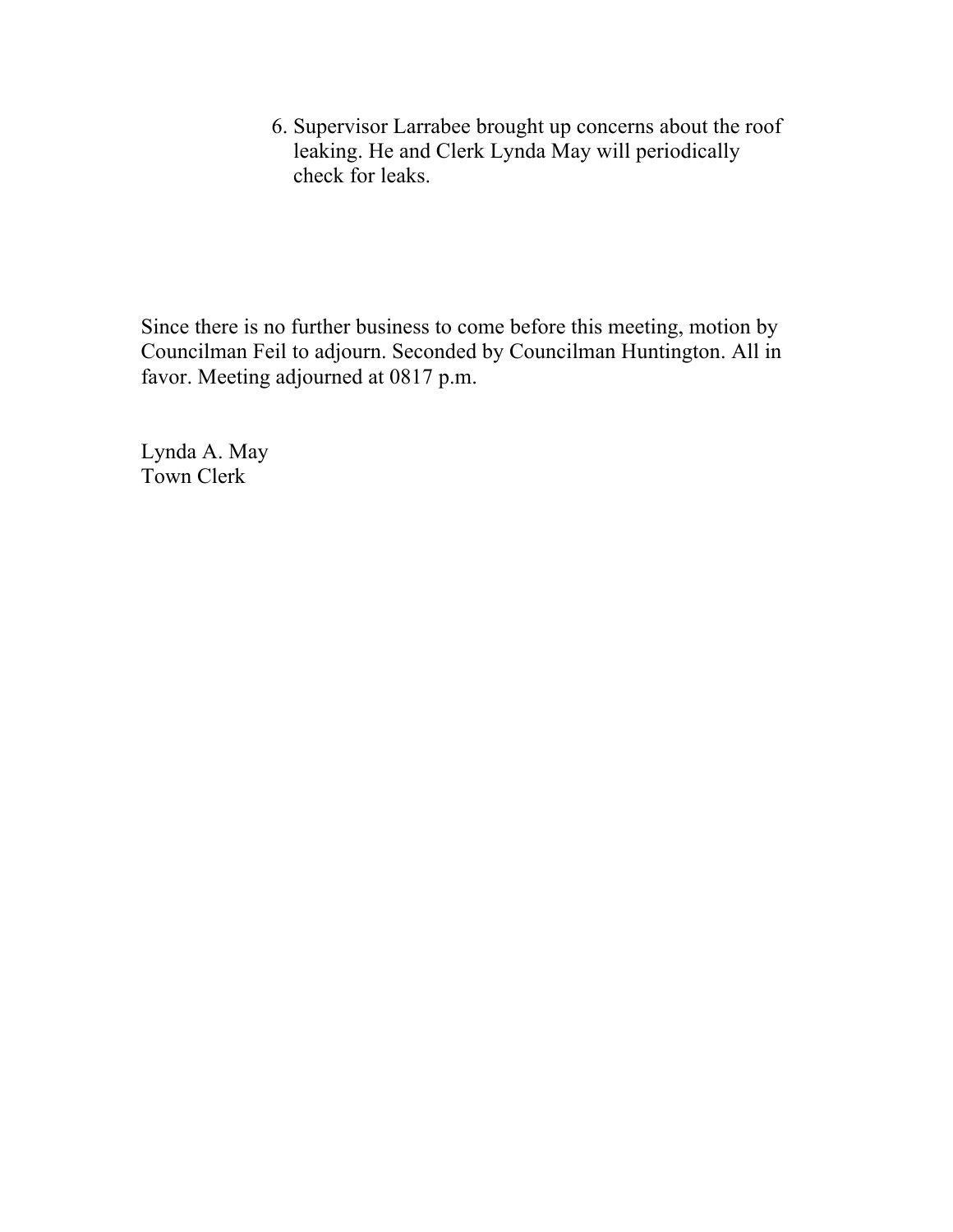6. Supervisor Larrabee brought up concerns about the roof leaking. He and Clerk Lynda May will periodically check for leaks.

Since there is no further business to come before this meeting, motion by Councilman Feil to adjourn. Seconded by Councilman Huntington. All in favor. Meeting adjourned at 0817 p.m.

Lynda A. May
Town Clerk